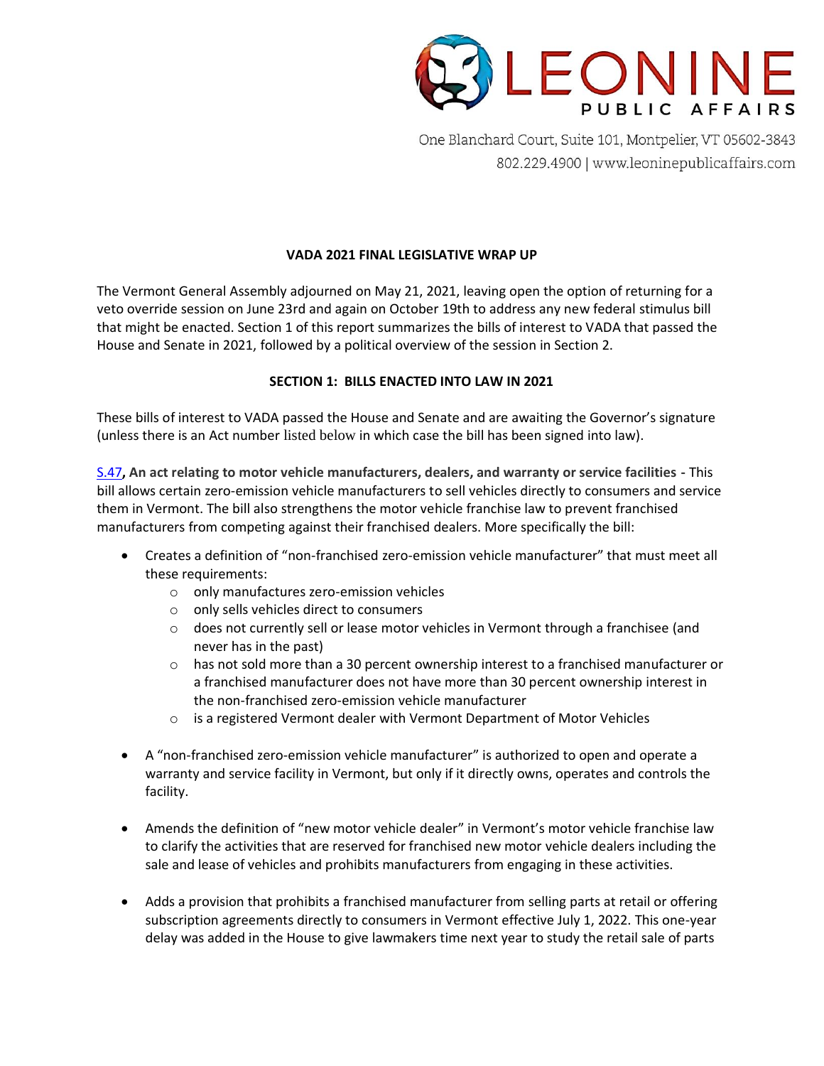LEONINE PUBLIC AFFAIRS

One Blanchard Court, Suite 101, Montpelier, VT 05602-3843
802.229.4900 | www.leoninepublicaffairs.com

**VADA 2021 FINAL LEGISLATIVE WRAP UP**

The Vermont General Assembly adjourned on May 21, 2021, leaving open the option of returning for a veto override session on June 23rd and again on October 19th to address any new federal stimulus bill that might be enacted. Section 1 of this report summarizes the bills of interest to VADA that passed the House and Senate in 2021, followed by a political overview of the session in Section 2.

**SECTION 1: BILLS ENACTED INTO LAW IN 2021**

These bills of interest to VADA passed the House and Senate and are awaiting the Governor's signature (unless there is an Act number listed below in which case the bill has been signed into law).

S.47**, An act relating to motor vehicle manufacturers, dealers, and warranty or service facilities** - This bill allows certain zero-emission vehicle manufacturers to sell vehicles directly to consumers and service them in Vermont. The bill also strengthens the motor vehicle franchise law to prevent franchised manufacturers from competing against their franchised dealers. More specifically the bill:

- Creates a definition of "non-franchised zero-emission vehicle manufacturer" that must meet all these requirements:
  - only manufactures zero-emission vehicles
  - only sells vehicles direct to consumers
  - does not currently sell or lease motor vehicles in Vermont through a franchisee (and never has in the past)
  - has not sold more than a 30 percent ownership interest to a franchised manufacturer or a franchised manufacturer does not have more than 30 percent ownership interest in the non-franchised zero-emission vehicle manufacturer
  - is a registered Vermont dealer with Vermont Department of Motor Vehicles

- A "non-franchised zero-emission vehicle manufacturer" is authorized to open and operate a warranty and service facility in Vermont, but only if it directly owns, operates and controls the facility.

- Amends the definition of "new motor vehicle dealer" in Vermont's motor vehicle franchise law to clarify the activities that are reserved for franchised new motor vehicle dealers including the sale and lease of vehicles and prohibits manufacturers from engaging in these activities.

- Adds a provision that prohibits a franchised manufacturer from selling parts at retail or offering subscription agreements directly to consumers in Vermont effective July 1, 2022. This one-year delay was added in the House to give lawmakers time next year to study the retail sale of parts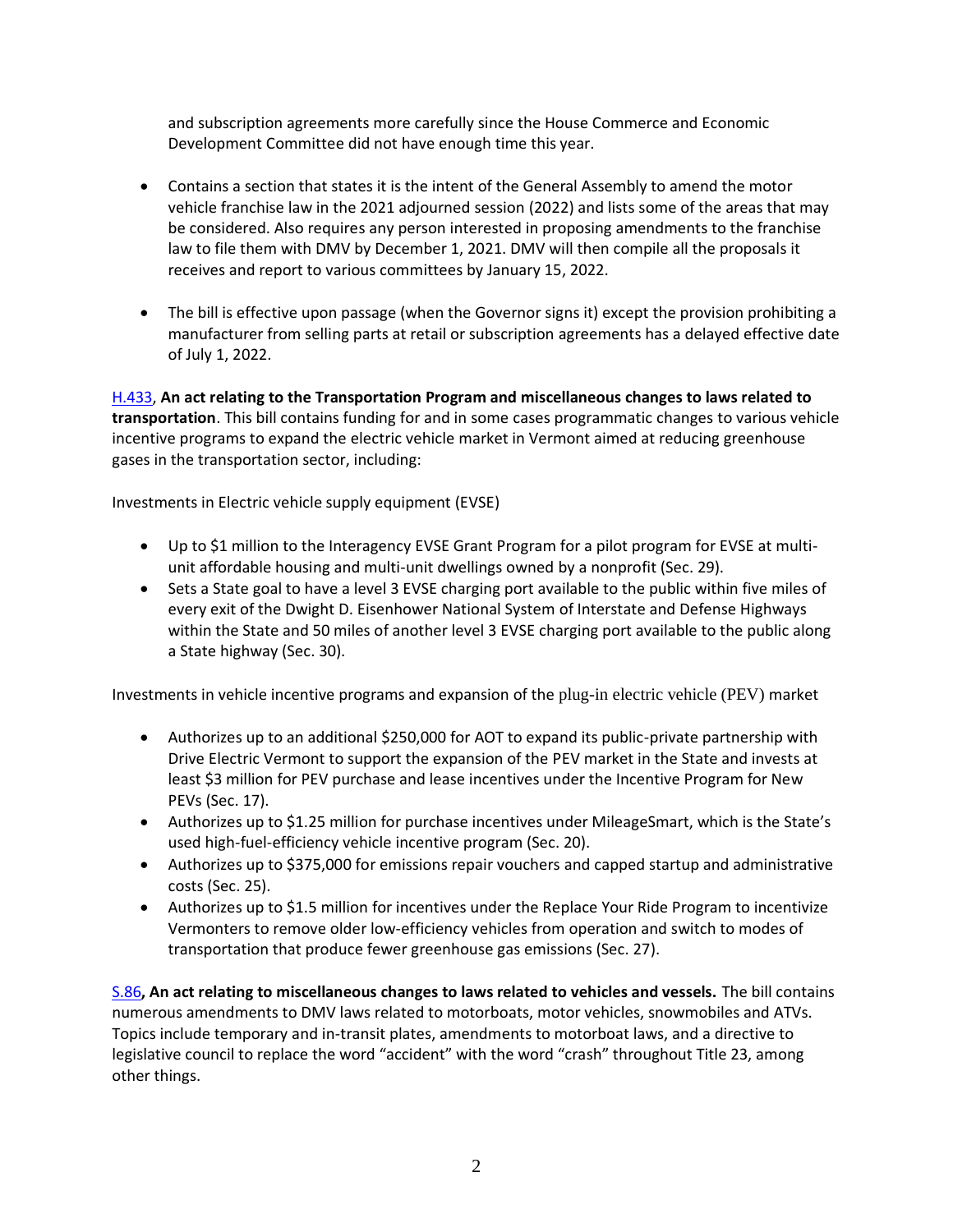and subscription agreements more carefully since the House Commerce and Economic Development Committee did not have enough time this year.

- Contains a section that states it is the intent of the General Assembly to amend the motor vehicle franchise law in the 2021 adjourned session (2022) and lists some of the areas that may be considered. Also requires any person interested in proposing amendments to the franchise law to file them with DMV by December 1, 2021. DMV will then compile all the proposals it receives and report to various committees by January 15, 2022.

- The bill is effective upon passage (when the Governor signs it) except the provision prohibiting a manufacturer from selling parts at retail or subscription agreements has a delayed effective date of July 1, 2022.

H.433, **An act relating to the Transportation Program and miscellaneous changes to laws related to transportation**. This bill contains funding for and in some cases programmatic changes to various vehicle incentive programs to expand the electric vehicle market in Vermont aimed at reducing greenhouse gases in the transportation sector, including:

Investments in Electric vehicle supply equipment (EVSE)

- Up to $1 million to the Interagency EVSE Grant Program for a pilot program for EVSE at multi-unit affordable housing and multi-unit dwellings owned by a nonprofit (Sec. 29).
- Sets a State goal to have a level 3 EVSE charging port available to the public within five miles of every exit of the Dwight D. Eisenhower National System of Interstate and Defense Highways within the State and 50 miles of another level 3 EVSE charging port available to the public along a State highway (Sec. 30).

Investments in vehicle incentive programs and expansion of the plug-in electric vehicle (PEV) market

- Authorizes up to an additional $250,000 for AOT to expand its public-private partnership with Drive Electric Vermont to support the expansion of the PEV market in the State and invests at least $3 million for PEV purchase and lease incentives under the Incentive Program for New PEVs (Sec. 17).
- Authorizes up to $1.25 million for purchase incentives under MileageSmart, which is the State's used high-fuel-efficiency vehicle incentive program (Sec. 20).
- Authorizes up to $375,000 for emissions repair vouchers and capped startup and administrative costs (Sec. 25).
- Authorizes up to $1.5 million for incentives under the Replace Your Ride Program to incentivize Vermonters to remove older low-efficiency vehicles from operation and switch to modes of transportation that produce fewer greenhouse gas emissions (Sec. 27).

S.86**, An act relating to miscellaneous changes to laws related to vehicles and vessels.** The bill contains numerous amendments to DMV laws related to motorboats, motor vehicles, snowmobiles and ATVs. Topics include temporary and in-transit plates, amendments to motorboat laws, and a directive to legislative council to replace the word "accident" with the word "crash" throughout Title 23, among other things.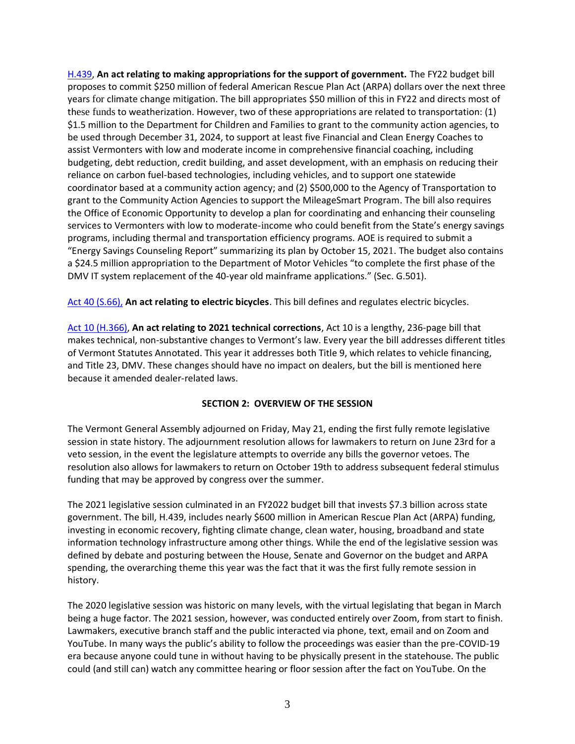H.439, **An act relating to making appropriations for the support of government.** The FY22 budget bill proposes to commit $250 million of federal American Rescue Plan Act (ARPA) dollars over the next three years for climate change mitigation. The bill appropriates $50 million of this in FY22 and directs most of these funds to weatherization. However, two of these appropriations are related to transportation: (1) $1.5 million to the Department for Children and Families to grant to the community action agencies, to be used through December 31, 2024, to support at least five Financial and Clean Energy Coaches to assist Vermonters with low and moderate income in comprehensive financial coaching, including budgeting, debt reduction, credit building, and asset development, with an emphasis on reducing their reliance on carbon fuel-based technologies, including vehicles, and to support one statewide coordinator based at a community action agency; and (2) $500,000 to the Agency of Transportation to grant to the Community Action Agencies to support the MileageSmart Program. The bill also requires the Office of Economic Opportunity to develop a plan for coordinating and enhancing their counseling services to Vermonters with low to moderate-income who could benefit from the State's energy savings programs, including thermal and transportation efficiency programs. AOE is required to submit a "Energy Savings Counseling Report" summarizing its plan by October 15, 2021. The budget also contains a $24.5 million appropriation to the Department of Motor Vehicles "to complete the first phase of the DMV IT system replacement of the 40-year old mainframe applications." (Sec. G.501).

Act 40 (S.66), **An act relating to electric bicycles**. This bill defines and regulates electric bicycles.

Act 10 (H.366), **An act relating to 2021 technical corrections**, Act 10 is a lengthy, 236-page bill that makes technical, non-substantive changes to Vermont's law. Every year the bill addresses different titles of Vermont Statutes Annotated. This year it addresses both Title 9, which relates to vehicle financing, and Title 23, DMV. These changes should have no impact on dealers, but the bill is mentioned here because it amended dealer-related laws.

## SECTION 2: OVERVIEW OF THE SESSION

The Vermont General Assembly adjourned on Friday, May 21, ending the first fully remote legislative session in state history. The adjournment resolution allows for lawmakers to return on June 23rd for a veto session, in the event the legislature attempts to override any bills the governor vetoes. The resolution also allows for lawmakers to return on October 19th to address subsequent federal stimulus funding that may be approved by congress over the summer.

The 2021 legislative session culminated in an FY2022 budget bill that invests $7.3 billion across state government. The bill, H.439, includes nearly $600 million in American Rescue Plan Act (ARPA) funding, investing in economic recovery, fighting climate change, clean water, housing, broadband and state information technology infrastructure among other things. While the end of the legislative session was defined by debate and posturing between the House, Senate and Governor on the budget and ARPA spending, the overarching theme this year was the fact that it was the first fully remote session in history.

The 2020 legislative session was historic on many levels, with the virtual legislating that began in March being a huge factor. The 2021 session, however, was conducted entirely over Zoom, from start to finish. Lawmakers, executive branch staff and the public interacted via phone, text, email and on Zoom and YouTube. In many ways the public's ability to follow the proceedings was easier than the pre-COVID-19 era because anyone could tune in without having to be physically present in the statehouse. The public could (and still can) watch any committee hearing or floor session after the fact on YouTube. On the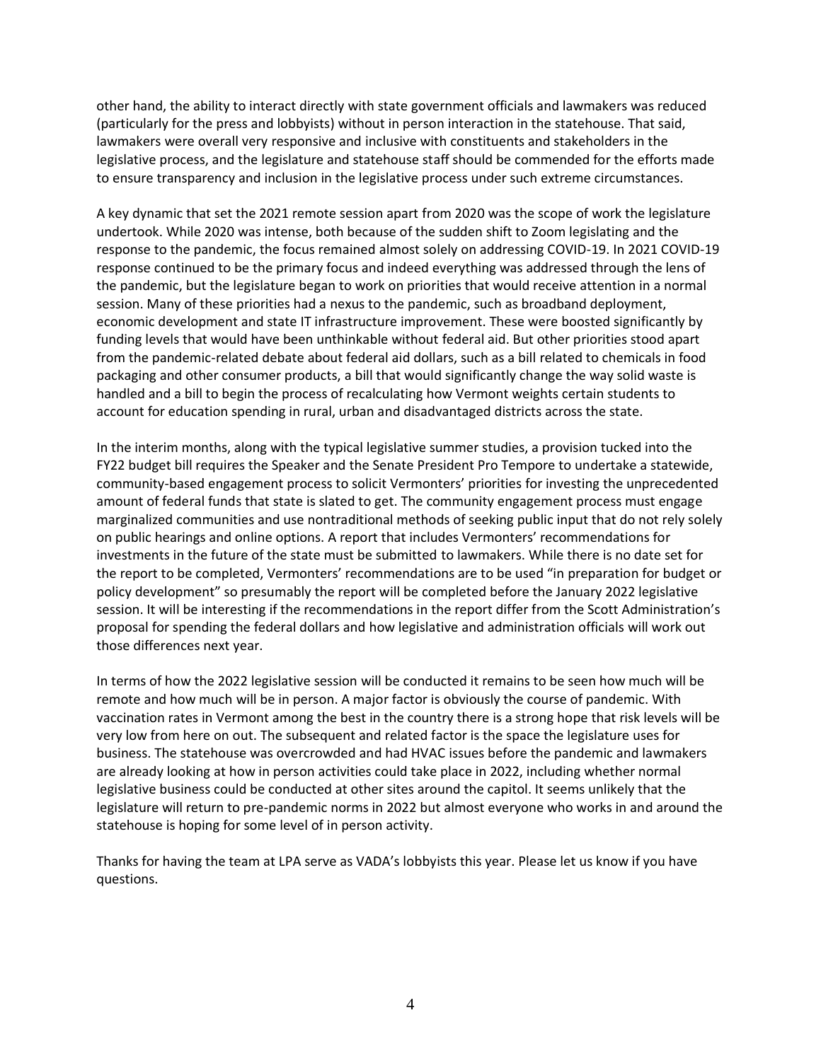other hand, the ability to interact directly with state government officials and lawmakers was reduced (particularly for the press and lobbyists) without in person interaction in the statehouse. That said, lawmakers were overall very responsive and inclusive with constituents and stakeholders in the legislative process, and the legislature and statehouse staff should be commended for the efforts made to ensure transparency and inclusion in the legislative process under such extreme circumstances.

A key dynamic that set the 2021 remote session apart from 2020 was the scope of work the legislature undertook. While 2020 was intense, both because of the sudden shift to Zoom legislating and the response to the pandemic, the focus remained almost solely on addressing COVID-19. In 2021 COVID-19 response continued to be the primary focus and indeed everything was addressed through the lens of the pandemic, but the legislature began to work on priorities that would receive attention in a normal session. Many of these priorities had a nexus to the pandemic, such as broadband deployment, economic development and state IT infrastructure improvement. These were boosted significantly by funding levels that would have been unthinkable without federal aid. But other priorities stood apart from the pandemic-related debate about federal aid dollars, such as a bill related to chemicals in food packaging and other consumer products, a bill that would significantly change the way solid waste is handled and a bill to begin the process of recalculating how Vermont weights certain students to account for education spending in rural, urban and disadvantaged districts across the state.

In the interim months, along with the typical legislative summer studies, a provision tucked into the FY22 budget bill requires the Speaker and the Senate President Pro Tempore to undertake a statewide, community-based engagement process to solicit Vermonters' priorities for investing the unprecedented amount of federal funds that state is slated to get. The community engagement process must engage marginalized communities and use nontraditional methods of seeking public input that do not rely solely on public hearings and online options. A report that includes Vermonters' recommendations for investments in the future of the state must be submitted to lawmakers. While there is no date set for the report to be completed, Vermonters' recommendations are to be used "in preparation for budget or policy development" so presumably the report will be completed before the January 2022 legislative session. It will be interesting if the recommendations in the report differ from the Scott Administration's proposal for spending the federal dollars and how legislative and administration officials will work out those differences next year.

In terms of how the 2022 legislative session will be conducted it remains to be seen how much will be remote and how much will be in person. A major factor is obviously the course of pandemic. With vaccination rates in Vermont among the best in the country there is a strong hope that risk levels will be very low from here on out. The subsequent and related factor is the space the legislature uses for business. The statehouse was overcrowded and had HVAC issues before the pandemic and lawmakers are already looking at how in person activities could take place in 2022, including whether normal legislative business could be conducted at other sites around the capitol. It seems unlikely that the legislature will return to pre-pandemic norms in 2022 but almost everyone who works in and around the statehouse is hoping for some level of in person activity.

Thanks for having the team at LPA serve as VADA's lobbyists this year. Please let us know if you have questions.